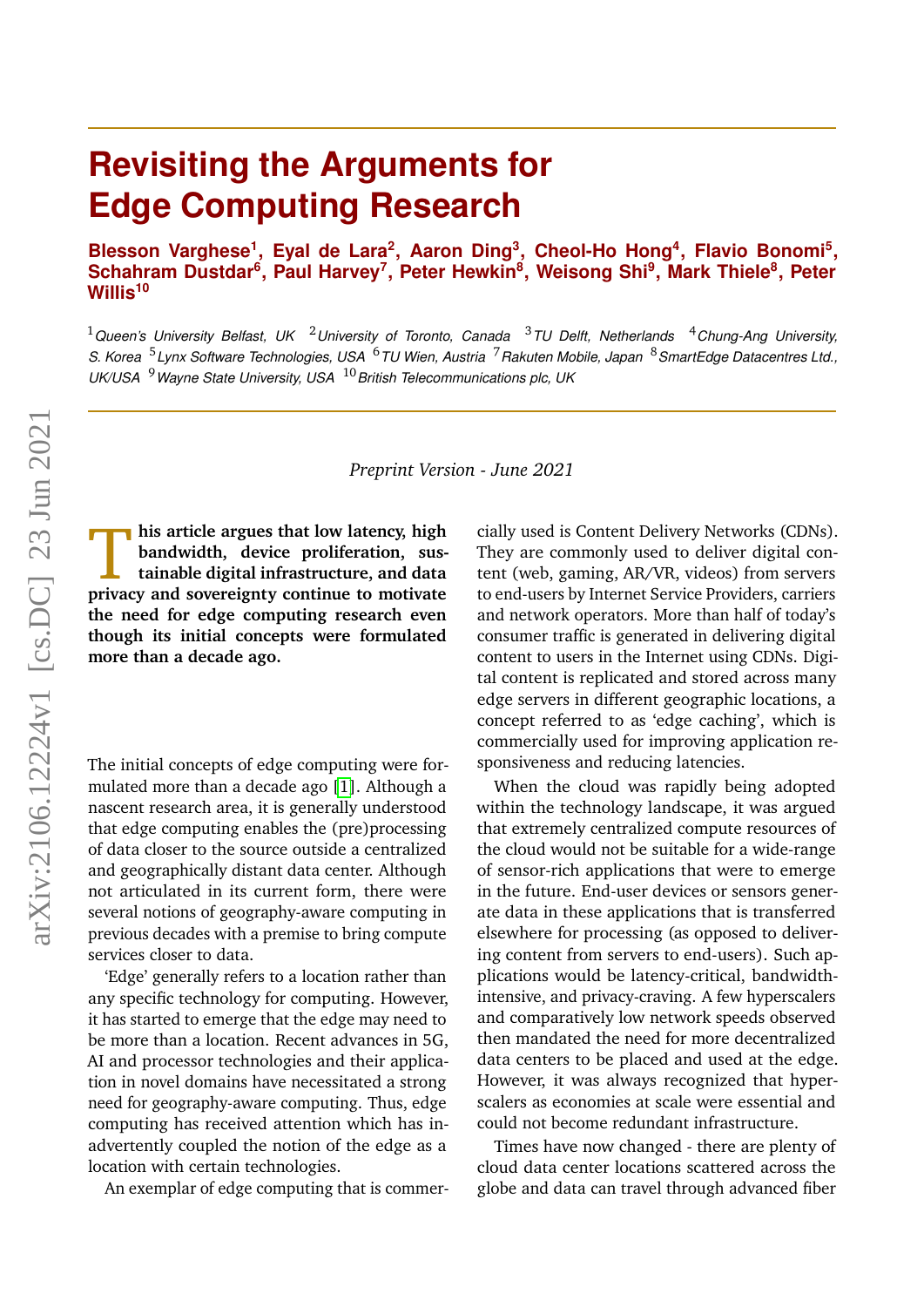# Revisiting the Arguments for Edge Computing Research

**Blesson Varghese[1], Eyal de Lara[2], Aaron Ding[3], Cheol-Ho Hong[4], Flavio Bonomi[5], Schahram Dustdar[6], Paul Harvey[7], Peter Hewkin[8], Weisong Shi[9], Mark Thiele[8], Peter Willis[10]**

[1] *Queen's University Belfast, UK* [2] *University of Toronto, Canada* [3] *TU Delft, Netherlands* [4] *Chung-Ang University, S. Korea* [5] *Lynx Software Technologies, USA* [6] *TU Wien, Austria* [7] *Rakuten Mobile, Japan* [8] *SmartEdge Datacentres Ltd., UK/USA* [9] *Wayne State University, USA* [10] *British Telecommunications plc, UK*

*Preprint Version - June 2021*

**This article argues that low latency, high bandwidth, device proliferation, sustainable digital infrastructure, and data privacy and sovereignty continue to motivate the need for edge computing research even though its initial concepts were formulated more than a decade ago.**

The initial concepts of edge computing were formulated more than a decade ago [1]. Although a nascent research area, it is generally understood that edge computing enables the (pre)processing of data closer to the source outside a centralized and geographically distant data center. Although not articulated in its current form, there were several notions of geography-aware computing in previous decades with a premise to bring compute services closer to data.

'Edge' generally refers to a location rather than any specific technology for computing. However, it has started to emerge that the edge may need to be more than a location. Recent advances in 5G, AI and processor technologies and their application in novel domains have necessitated a strong need for geography-aware computing. Thus, edge computing has received attention which has inadvertently coupled the notion of the edge as a location with certain technologies.

An exemplar of edge computing that is commercially used is Content Delivery Networks (CDNs). They are commonly used to deliver digital content (web, gaming, AR/VR, videos) from servers to end-users by Internet Service Providers, carriers and network operators. More than half of today's consumer traffic is generated in delivering digital content to users in the Internet using CDNs. Digital content is replicated and stored across many edge servers in different geographic locations, a concept referred to as 'edge caching', which is commercially used for improving application responsiveness and reducing latencies.

When the cloud was rapidly being adopted within the technology landscape, it was argued that extremely centralized compute resources of the cloud would not be suitable for a wide-range of sensor-rich applications that were to emerge in the future. End-user devices or sensors generate data in these applications that is transferred elsewhere for processing (as opposed to delivering content from servers to end-users). Such applications would be latency-critical, bandwidth-intensive, and privacy-craving. A few hyperscalers and comparatively low network speeds observed then mandated the need for more decentralized data centers to be placed and used at the edge. However, it was always recognized that hyperscalers as economies at scale were essential and could not become redundant infrastructure.

Times have now changed - there are plenty of cloud data center locations scattered across the globe and data can travel through advanced fiber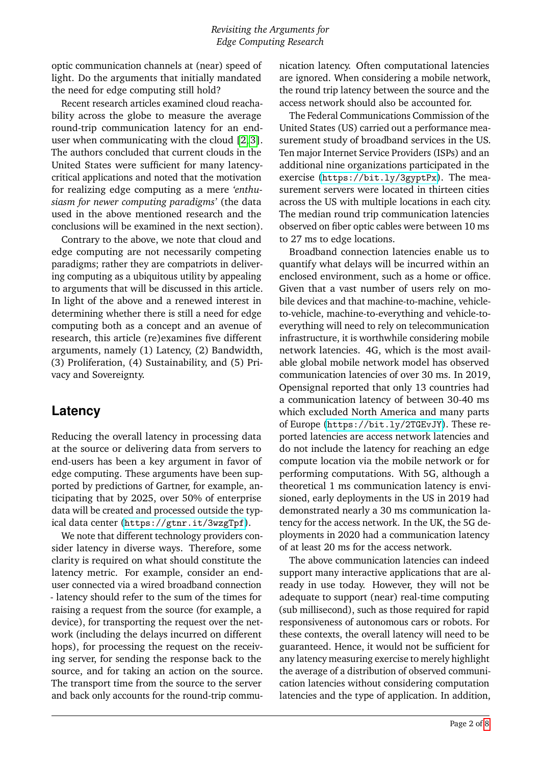optic communication channels at (near) speed of light. Do the arguments that initially mandated the need for edge computing still hold?

Recent research articles examined cloud reachability across the globe to measure the average round-trip communication latency for an end-user when communicating with the cloud [2, 3]. The authors concluded that current clouds in the United States were sufficient for many latency-critical applications and noted that the motivation for realizing edge computing as a mere *'enthusiasm for newer computing paradigms'* (the data used in the above mentioned research and the conclusions will be examined in the next section).

Contrary to the above, we note that cloud and edge computing are not necessarily competing paradigms; rather they are compatriots in delivering computing as a ubiquitous utility by appealing to arguments that will be discussed in this article. In light of the above and a renewed interest in determining whether there is still a need for edge computing both as a concept and an avenue of research, this article (re)examines five different arguments, namely (1) Latency, (2) Bandwidth, (3) Proliferation, (4) Sustainability, and (5) Privacy and Sovereignty.

## Latency

Reducing the overall latency in processing data at the source or delivering data from servers to end-users has been a key argument in favor of edge computing. These arguments have been supported by predictions of Gartner, for example, anticipating that by 2025, over 50% of enterprise data will be created and processed outside the typical data center (`https://gtnr.it/3wzgTpf`).

We note that different technology providers consider latency in diverse ways. Therefore, some clarity is required on what should constitute the latency metric. For example, consider an end-user connected via a wired broadband connection - latency should refer to the sum of the times for raising a request from the source (for example, a device), for transporting the request over the network (including the delays incurred on different hops), for processing the request on the receiving server, for sending the response back to the source, and for taking an action on the source. The transport time from the source to the server and back only accounts for the round-trip communication latency. Often computational latencies are ignored. When considering a mobile network, the round trip latency between the source and the access network should also be accounted for.

The Federal Communications Commission of the United States (US) carried out a performance measurement study of broadband services in the US. Ten major Internet Service Providers (ISPs) and an additional nine organizations participated in the exercise (`https://bit.ly/3gyptPx`). The measurement servers were located in thirteen cities across the US with multiple locations in each city. The median round trip communication latencies observed on fiber optic cables were between 10 ms to 27 ms to edge locations.

Broadband connection latencies enable us to quantify what delays will be incurred within an enclosed environment, such as a home or office. Given that a vast number of users rely on mobile devices and that machine-to-machine, vehicle-to-vehicle, machine-to-everything and vehicle-to-everything will need to rely on telecommunication infrastructure, it is worthwhile considering mobile network latencies. 4G, which is the most available global mobile network model has observed communication latencies of over 30 ms. In 2019, Opensignal reported that only 13 countries had a communication latency of between 30-40 ms which excluded North America and many parts of Europe (`https://bit.ly/2TGEvJY`). These reported latencies are access network latencies and do not include the latency for reaching an edge compute location via the mobile network or for performing computations. With 5G, although a theoretical 1 ms communication latency is envisioned, early deployments in the US in 2019 had demonstrated nearly a 30 ms communication latency for the access network. In the UK, the 5G deployments in 2020 had a communication latency of at least 20 ms for the access network.

The above communication latencies can indeed support many interactive applications that are already in use today. However, they will not be adequate to support (near) real-time computing (sub millisecond), such as those required for rapid responsiveness of autonomous cars or robots. For these contexts, the overall latency will need to be guaranteed. Hence, it would not be sufficient for any latency measuring exercise to merely highlight the average of a distribution of observed communication latencies without considering computation latencies and the type of application. In addition,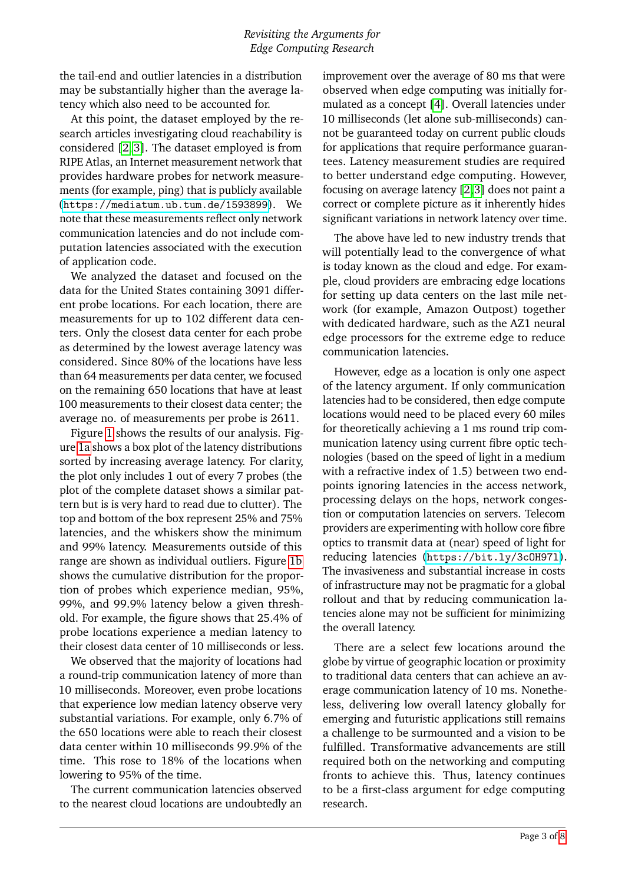the tail-end and outlier latencies in a distribution may be substantially higher than the average latency which also need to be accounted for.

At this point, the dataset employed by the research articles investigating cloud reachability is considered [2, 3]. The dataset employed is from RIPE Atlas, an Internet measurement network that provides hardware probes for network measurements (for example, ping) that is publicly available (https://mediatum.ub.tum.de/1593899). We note that these measurements reflect only network communication latencies and do not include computation latencies associated with the execution of application code.

We analyzed the dataset and focused on the data for the United States containing 3091 different probe locations. For each location, there are measurements for up to 102 different data centers. Only the closest data center for each probe as determined by the lowest average latency was considered. Since 80% of the locations have less than 64 measurements per data center, we focused on the remaining 650 locations that have at least 100 measurements to their closest data center; the average no. of measurements per probe is 2611.

Figure 1 shows the results of our analysis. Figure 1a shows a box plot of the latency distributions sorted by increasing average latency. For clarity, the plot only includes 1 out of every 7 probes (the plot of the complete dataset shows a similar pattern but is is very hard to read due to clutter). The top and bottom of the box represent 25% and 75% latencies, and the whiskers show the minimum and 99% latency. Measurements outside of this range are shown as individual outliers. Figure 1b shows the cumulative distribution for the proportion of probes which experience median, 95%, 99%, and 99.9% latency below a given threshold. For example, the figure shows that 25.4% of probe locations experience a median latency to their closest data center of 10 milliseconds or less.

We observed that the majority of locations had a round-trip communication latency of more than 10 milliseconds. Moreover, even probe locations that experience low median latency observe very substantial variations. For example, only 6.7% of the 650 locations were able to reach their closest data center within 10 milliseconds 99.9% of the time. This rose to 18% of the locations when lowering to 95% of the time.

The current communication latencies observed to the nearest cloud locations are undoubtedly an improvement over the average of 80 ms that were observed when edge computing was initially formulated as a concept [4]. Overall latencies under 10 milliseconds (let alone sub-milliseconds) cannot be guaranteed today on current public clouds for applications that require performance guarantees. Latency measurement studies are required to better understand edge computing. However, focusing on average latency [2, 3] does not paint a correct or complete picture as it inherently hides significant variations in network latency over time.

The above have led to new industry trends that will potentially lead to the convergence of what is today known as the cloud and edge. For example, cloud providers are embracing edge locations for setting up data centers on the last mile network (for example, Amazon Outpost) together with dedicated hardware, such as the AZ1 neural edge processors for the extreme edge to reduce communication latencies.

However, edge as a location is only one aspect of the latency argument. If only communication latencies had to be considered, then edge compute locations would need to be placed every 60 miles for theoretically achieving a 1 ms round trip communication latency using current fibre optic technologies (based on the speed of light in a medium with a refractive index of 1.5) between two endpoints ignoring latencies in the access network, processing delays on the hops, network congestion or computation latencies on servers. Telecom providers are experimenting with hollow core fibre optics to transmit data at (near) speed of light for reducing latencies (https://bit.ly/3cOH971). The invasiveness and substantial increase in costs of infrastructure may not be pragmatic for a global rollout and that by reducing communication latencies alone may not be sufficient for minimizing the overall latency.

There are a select few locations around the globe by virtue of geographic location or proximity to traditional data centers that can achieve an average communication latency of 10 ms. Nonetheless, delivering low overall latency globally for emerging and futuristic applications still remains a challenge to be surmounted and a vision to be fulfilled. Transformative advancements are still required both on the networking and computing fronts to achieve this. Thus, latency continues to be a first-class argument for edge computing research.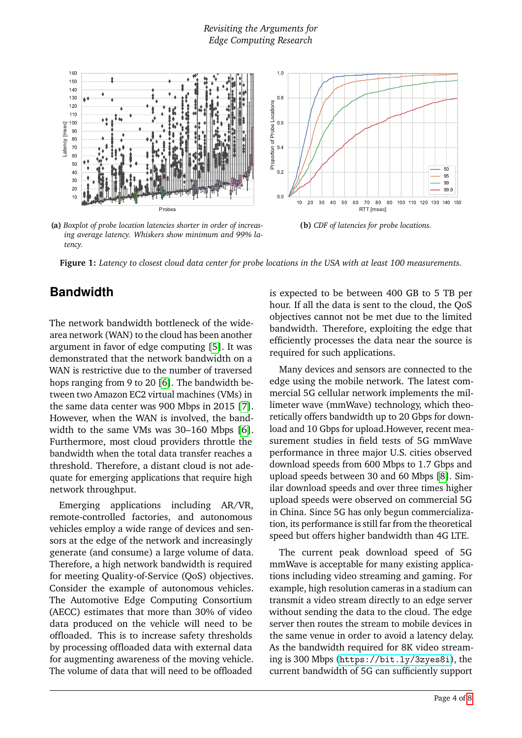**(a)** *Boxplot of probe location latencies shorter in order of increasing average latency. Whiskers show minimum and 99% latency.*

**(b)** *CDF of latencies for probe locations.*

**Figure 1:** *Latency to closest cloud data center for probe locations in the USA with at least 100 measurements.*

## Bandwidth

The network bandwidth bottleneck of the wide-area network (WAN) to the cloud has been another argument in favor of edge computing [5]. It was demonstrated that the network bandwidth on a WAN is restrictive due to the number of traversed hops ranging from 9 to 20 [6]. The bandwidth between two Amazon EC2 virtual machines (VMs) in the same data center was 900 Mbps in 2015 [7]. However, when the WAN is involved, the bandwidth to the same VMs was 30–160 Mbps [6]. Furthermore, most cloud providers throttle the bandwidth when the total data transfer reaches a threshold. Therefore, a distant cloud is not adequate for emerging applications that require high network throughput.

Emerging applications including AR/VR, remote-controlled factories, and autonomous vehicles employ a wide range of devices and sensors at the edge of the network and increasingly generate (and consume) a large volume of data. Therefore, a high network bandwidth is required for meeting Quality-of-Service (QoS) objectives. Consider the example of autonomous vehicles. The Automotive Edge Computing Consortium (AECC) estimates that more than 30% of video data produced on the vehicle will need to be offloaded. This is to increase safety thresholds by processing offloaded data with external data for augmenting awareness of the moving vehicle. The volume of data that will need to be offloaded is expected to be between 400 GB to 5 TB per hour. If all the data is sent to the cloud, the QoS objectives cannot not be met due to the limited bandwidth. Therefore, exploiting the edge that efficiently processes the data near the source is required for such applications.

Many devices and sensors are connected to the edge using the mobile network. The latest commercial 5G cellular network implements the millimeter wave (mmWave) technology, which theoretically offers bandwidth up to 20 Gbps for download and 10 Gbps for upload.However, recent measurement studies in field tests of 5G mmWave performance in three major U.S. cities observed download speeds from 600 Mbps to 1.7 Gbps and upload speeds between 30 and 60 Mbps [8]. Similar download speeds and over three times higher upload speeds were observed on commercial 5G in China. Since 5G has only begun commercialization, its performance is still far from the theoretical speed but offers higher bandwidth than 4G LTE.

The current peak download speed of 5G mmWave is acceptable for many existing applications including video streaming and gaming. For example, high resolution cameras in a stadium can transmit a video stream directly to an edge server without sending the data to the cloud. The edge server then routes the stream to mobile devices in the same venue in order to avoid a latency delay. As the bandwidth required for 8K video streaming is 300 Mbps (`https://bit.ly/3zyes8i`), the current bandwidth of 5G can sufficiently support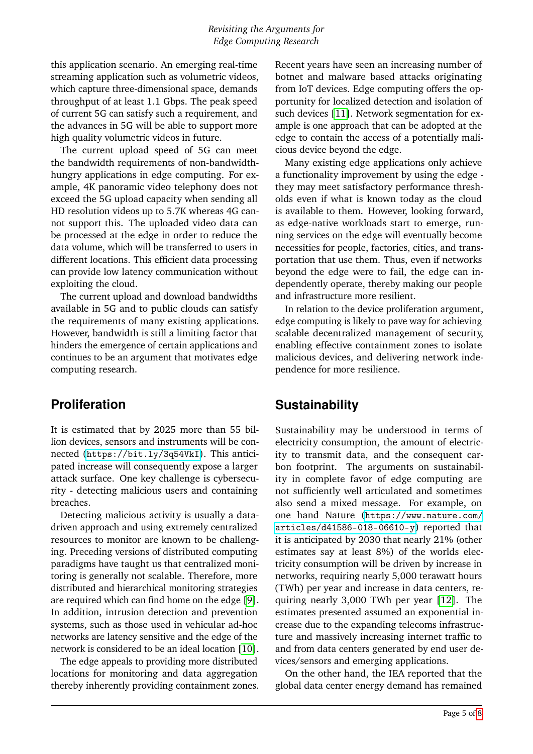this application scenario. An emerging real-time streaming application such as volumetric videos, which capture three-dimensional space, demands throughput of at least 1.1 Gbps. The peak speed of current 5G can satisfy such a requirement, and the advances in 5G will be able to support more high quality volumetric videos in future.

The current upload speed of 5G can meet the bandwidth requirements of non-bandwidth-hungry applications in edge computing. For example, 4K panoramic video telephony does not exceed the 5G upload capacity when sending all HD resolution videos up to 5.7K whereas 4G cannot support this. The uploaded video data can be processed at the edge in order to reduce the data volume, which will be transferred to users in different locations. This efficient data processing can provide low latency communication without exploiting the cloud.

The current upload and download bandwidths available in 5G and to public clouds can satisfy the requirements of many existing applications. However, bandwidth is still a limiting factor that hinders the emergence of certain applications and continues to be an argument that motivates edge computing research.

## Proliferation

It is estimated that by 2025 more than 55 billion devices, sensors and instruments will be connected (https://bit.ly/3q54VkI). This anticipated increase will consequently expose a larger attack surface. One key challenge is cybersecurity - detecting malicious users and containing breaches.

Detecting malicious activity is usually a data-driven approach and using extremely centralized resources to monitor are known to be challenging. Preceding versions of distributed computing paradigms have taught us that centralized monitoring is generally not scalable. Therefore, more distributed and hierarchical monitoring strategies are required which can find home on the edge [9]. In addition, intrusion detection and prevention systems, such as those used in vehicular ad-hoc networks are latency sensitive and the edge of the network is considered to be an ideal location [10].

The edge appeals to providing more distributed locations for monitoring and data aggregation thereby inherently providing containment zones. Recent years have seen an increasing number of botnet and malware based attacks originating from IoT devices. Edge computing offers the opportunity for localized detection and isolation of such devices [11]. Network segmentation for example is one approach that can be adopted at the edge to contain the access of a potentially malicious device beyond the edge.

Many existing edge applications only achieve a functionality improvement by using the edge - they may meet satisfactory performance thresholds even if what is known today as the cloud is available to them. However, looking forward, as edge-native workloads start to emerge, running services on the edge will eventually become necessities for people, factories, cities, and transportation that use them. Thus, even if networks beyond the edge were to fail, the edge can independently operate, thereby making our people and infrastructure more resilient.

In relation to the device proliferation argument, edge computing is likely to pave way for achieving scalable decentralized management of security, enabling effective containment zones to isolate malicious devices, and delivering network independence for more resilience.

## Sustainability

Sustainability may be understood in terms of electricity consumption, the amount of electricity to transmit data, and the consequent carbon footprint. The arguments on sustainability in complete favor of edge computing are not sufficiently well articulated and sometimes also send a mixed message. For example, on one hand Nature (https://www.nature.com/articles/d41586-018-06610-y) reported that it is anticipated by 2030 that nearly 21% (other estimates say at least 8%) of the worlds electricity consumption will be driven by increase in networks, requiring nearly 5,000 terawatt hours (TWh) per year and increase in data centers, requiring nearly 3,000 TWh per year [12]. The estimates presented assumed an exponential increase due to the expanding telecoms infrastructure and massively increasing internet traffic to and from data centers generated by end user devices/sensors and emerging applications.

On the other hand, the IEA reported that the global data center energy demand has remained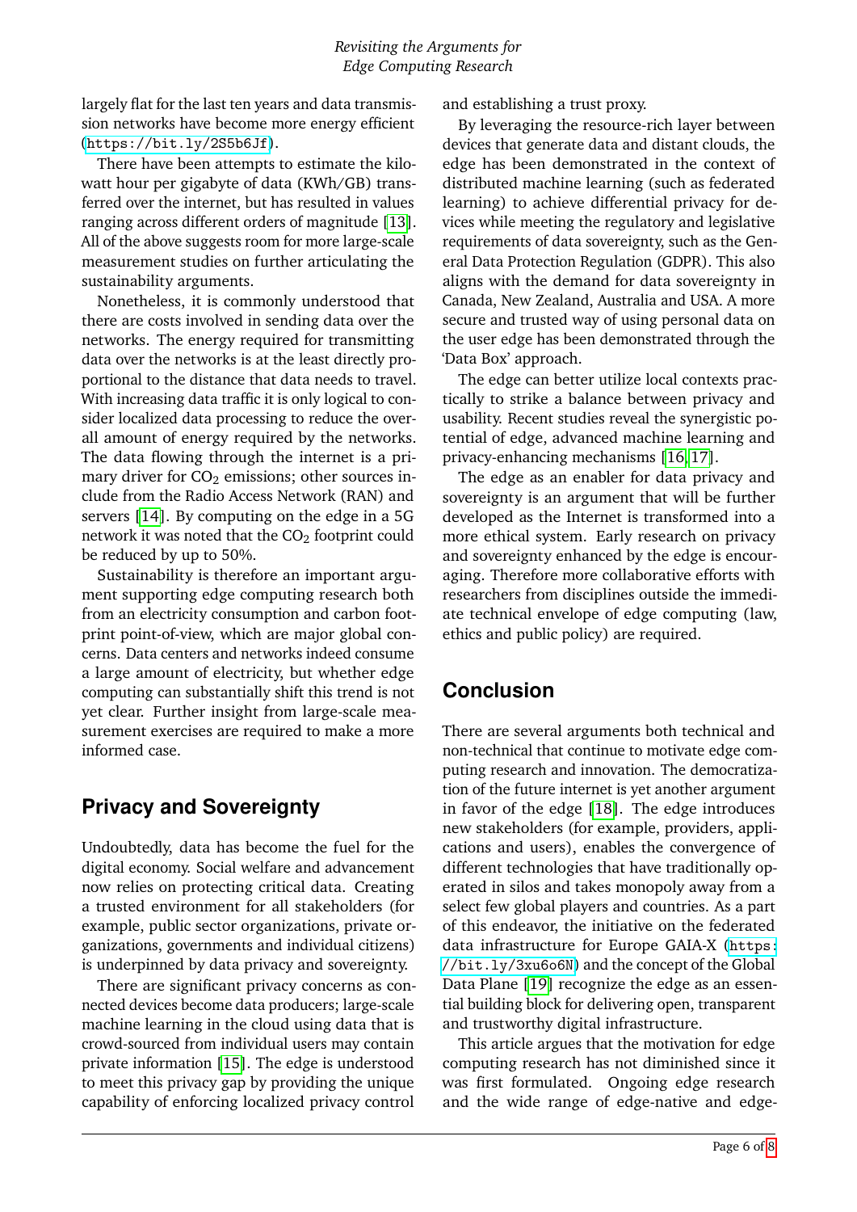largely flat for the last ten years and data transmission networks have become more energy efficient (https://bit.ly/2S5b6Jf).

There have been attempts to estimate the kilowatt hour per gigabyte of data (KWh/GB) transferred over the internet, but has resulted in values ranging across different orders of magnitude [13]. All of the above suggests room for more large-scale measurement studies on further articulating the sustainability arguments.

Nonetheless, it is commonly understood that there are costs involved in sending data over the networks. The energy required for transmitting data over the networks is at the least directly proportional to the distance that data needs to travel. With increasing data traffic it is only logical to consider localized data processing to reduce the overall amount of energy required by the networks. The data flowing through the internet is a primary driver for $CO_2$ emissions; other sources include from the Radio Access Network (RAN) and servers [14]. By computing on the edge in a 5G network it was noted that the $CO_2$ footprint could be reduced by up to 50%.

Sustainability is therefore an important argument supporting edge computing research both from an electricity consumption and carbon footprint point-of-view, which are major global concerns. Data centers and networks indeed consume a large amount of electricity, but whether edge computing can substantially shift this trend is not yet clear. Further insight from large-scale measurement exercises are required to make a more informed case.

## Privacy and Sovereignty

Undoubtedly, data has become the fuel for the digital economy. Social welfare and advancement now relies on protecting critical data. Creating a trusted environment for all stakeholders (for example, public sector organizations, private organizations, governments and individual citizens) is underpinned by data privacy and sovereignty.

There are significant privacy concerns as connected devices become data producers; large-scale machine learning in the cloud using data that is crowd-sourced from individual users may contain private information [15]. The edge is understood to meet this privacy gap by providing the unique capability of enforcing localized privacy control and establishing a trust proxy.

By leveraging the resource-rich layer between devices that generate data and distant clouds, the edge has been demonstrated in the context of distributed machine learning (such as federated learning) to achieve differential privacy for devices while meeting the regulatory and legislative requirements of data sovereignty, such as the General Data Protection Regulation (GDPR). This also aligns with the demand for data sovereignty in Canada, New Zealand, Australia and USA. A more secure and trusted way of using personal data on the user edge has been demonstrated through the 'Data Box' approach.

The edge can better utilize local contexts practically to strike a balance between privacy and usability. Recent studies reveal the synergistic potential of edge, advanced machine learning and privacy-enhancing mechanisms [16, 17].

The edge as an enabler for data privacy and sovereignty is an argument that will be further developed as the Internet is transformed into a more ethical system. Early research on privacy and sovereignty enhanced by the edge is encouraging. Therefore more collaborative efforts with researchers from disciplines outside the immediate technical envelope of edge computing (law, ethics and public policy) are required.

## Conclusion

There are several arguments both technical and non-technical that continue to motivate edge computing research and innovation. The democratization of the future internet is yet another argument in favor of the edge [18]. The edge introduces new stakeholders (for example, providers, applications and users), enables the convergence of different technologies that have traditionally operated in silos and takes monopoly away from a select few global players and countries. As a part of this endeavor, the initiative on the federated data infrastructure for Europe GAIA-X (https://bit.ly/3xu6o6N) and the concept of the Global Data Plane [19] recognize the edge as an essential building block for delivering open, transparent and trustworthy digital infrastructure.

This article argues that the motivation for edge computing research has not diminished since it was first formulated. Ongoing edge research and the wide range of edge-native and edge-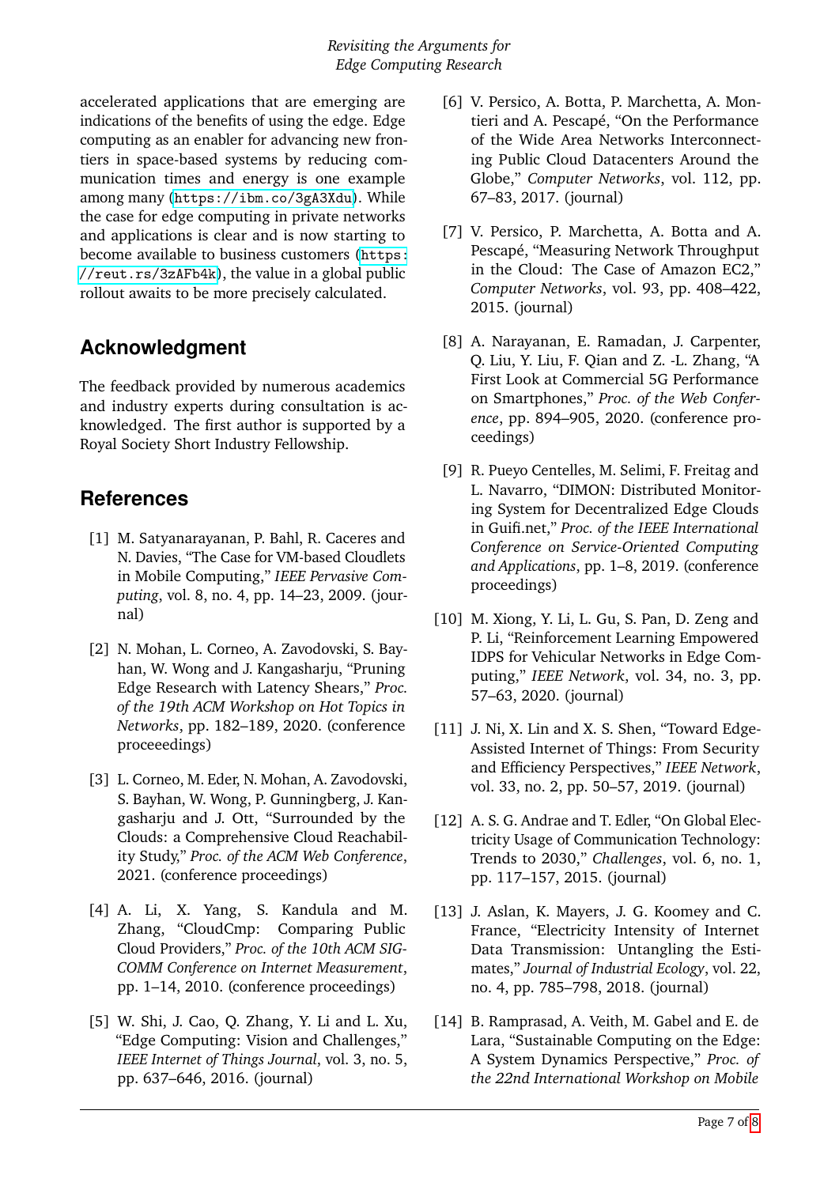accelerated applications that are emerging are indications of the benefits of using the edge. Edge computing as an enabler for advancing new frontiers in space-based systems by reducing communication times and energy is one example among many (https://ibm.co/3gA3Xdu). While the case for edge computing in private networks and applications is clear and is now starting to become available to business customers (https://reut.rs/3zAFb4k), the value in a global public rollout awaits to be more precisely calculated.

## Acknowledgment

The feedback provided by numerous academics and industry experts during consultation is acknowledged. The first author is supported by a Royal Society Short Industry Fellowship.

## References

[1] M. Satyanarayanan, P. Bahl, R. Caceres and N. Davies, "The Case for VM-based Cloudlets in Mobile Computing," *IEEE Pervasive Computing*, vol. 8, no. 4, pp. 14–23, 2009. (journal)

[2] N. Mohan, L. Corneo, A. Zavodovski, S. Bayhan, W. Wong and J. Kangasharju, "Pruning Edge Research with Latency Shears," *Proc. of the 19th ACM Workshop on Hot Topics in Networks*, pp. 182–189, 2020. (conference proceeedings)

[3] L. Corneo, M. Eder, N. Mohan, A. Zavodovski, S. Bayhan, W. Wong, P. Gunningberg, J. Kangasharju and J. Ott, "Surrounded by the Clouds: a Comprehensive Cloud Reachability Study," *Proc. of the ACM Web Conference*, 2021. (conference proceedings)

[4] A. Li, X. Yang, S. Kandula and M. Zhang, "CloudCmp: Comparing Public Cloud Providers," *Proc. of the 10th ACM SIGCOMM Conference on Internet Measurement*, pp. 1–14, 2010. (conference proceedings)

[5] W. Shi, J. Cao, Q. Zhang, Y. Li and L. Xu, "Edge Computing: Vision and Challenges," *IEEE Internet of Things Journal*, vol. 3, no. 5, pp. 637–646, 2016. (journal)

[6] V. Persico, A. Botta, P. Marchetta, A. Montieri and A. Pescapé, "On the Performance of the Wide Area Networks Interconnecting Public Cloud Datacenters Around the Globe," *Computer Networks*, vol. 112, pp. 67–83, 2017. (journal)

[7] V. Persico, P. Marchetta, A. Botta and A. Pescapé, "Measuring Network Throughput in the Cloud: The Case of Amazon EC2," *Computer Networks*, vol. 93, pp. 408–422, 2015. (journal)

[8] A. Narayanan, E. Ramadan, J. Carpenter, Q. Liu, Y. Liu, F. Qian and Z. -L. Zhang, "A First Look at Commercial 5G Performance on Smartphones," *Proc. of the Web Conference*, pp. 894–905, 2020. (conference proceedings)

[9] R. Pueyo Centelles, M. Selimi, F. Freitag and L. Navarro, "DIMON: Distributed Monitoring System for Decentralized Edge Clouds in Guifi.net," *Proc. of the IEEE International Conference on Service-Oriented Computing and Applications*, pp. 1–8, 2019. (conference proceedings)

[10] M. Xiong, Y. Li, L. Gu, S. Pan, D. Zeng and P. Li, "Reinforcement Learning Empowered IDPS for Vehicular Networks in Edge Computing," *IEEE Network*, vol. 34, no. 3, pp. 57–63, 2020. (journal)

[11] J. Ni, X. Lin and X. S. Shen, "Toward Edge-Assisted Internet of Things: From Security and Efficiency Perspectives," *IEEE Network*, vol. 33, no. 2, pp. 50–57, 2019. (journal)

[12] A. S. G. Andrae and T. Edler, "On Global Electricity Usage of Communication Technology: Trends to 2030," *Challenges*, vol. 6, no. 1, pp. 117–157, 2015. (journal)

[13] J. Aslan, K. Mayers, J. G. Koomey and C. France, "Electricity Intensity of Internet Data Transmission: Untangling the Estimates," *Journal of Industrial Ecology*, vol. 22, no. 4, pp. 785–798, 2018. (journal)

[14] B. Ramprasad, A. Veith, M. Gabel and E. de Lara, "Sustainable Computing on the Edge: A System Dynamics Perspective," *Proc. of the 22nd International Workshop on Mobile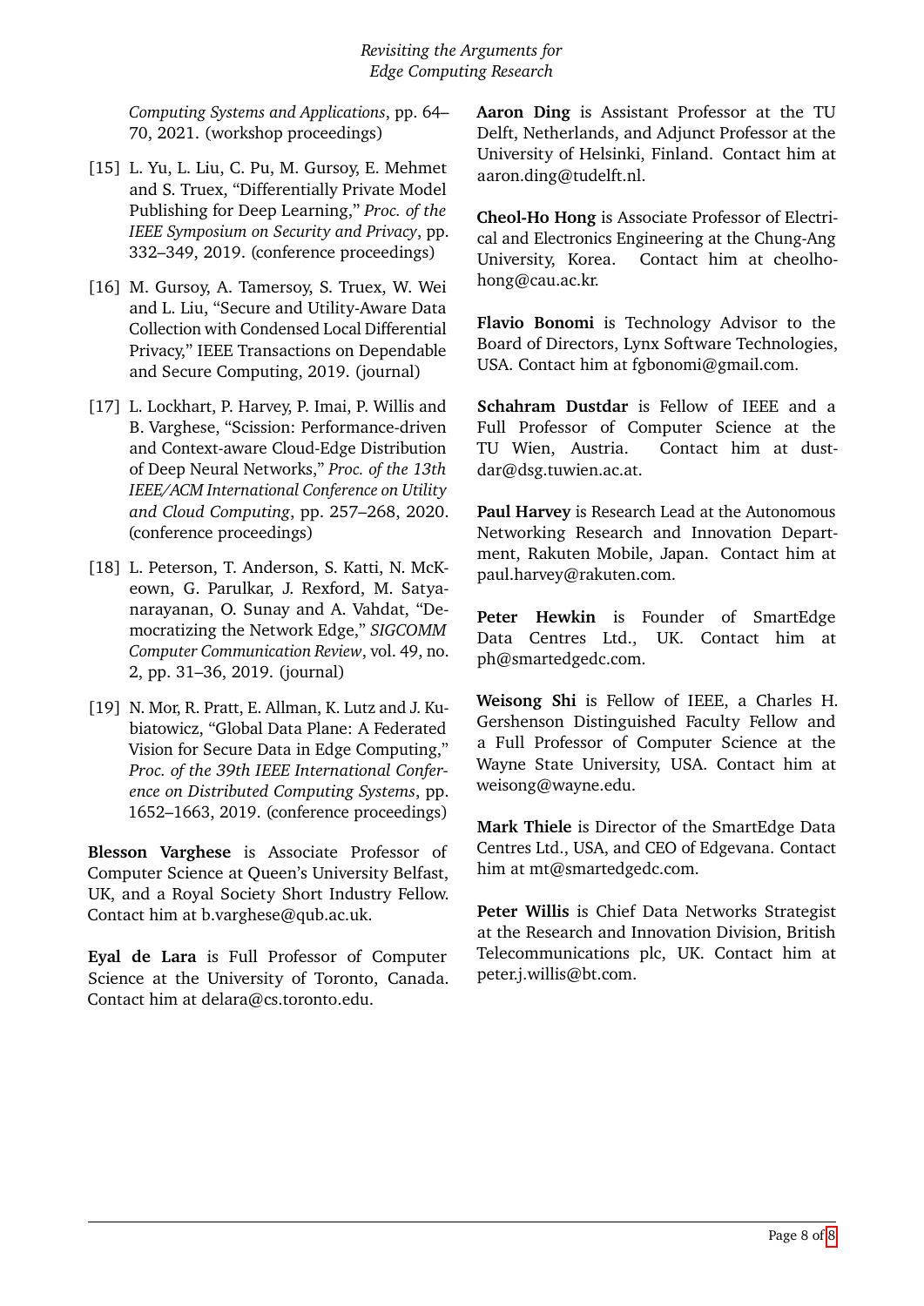*Computing Systems and Applications*, pp. 64–70, 2021. (workshop proceedings)

[15] L. Yu, L. Liu, C. Pu, M. Gursoy, E. Mehmet and S. Truex, "Differentially Private Model Publishing for Deep Learning," *Proc. of the IEEE Symposium on Security and Privacy*, pp. 332–349, 2019. (conference proceedings)

[16] M. Gursoy, A. Tamersoy, S. Truex, W. Wei and L. Liu, "Secure and Utility-Aware Data Collection with Condensed Local Differential Privacy," IEEE Transactions on Dependable and Secure Computing, 2019. (journal)

[17] L. Lockhart, P. Harvey, P. Imai, P. Willis and B. Varghese, "Scission: Performance-driven and Context-aware Cloud-Edge Distribution of Deep Neural Networks," *Proc. of the 13th IEEE/ACM International Conference on Utility and Cloud Computing*, pp. 257–268, 2020. (conference proceedings)

[18] L. Peterson, T. Anderson, S. Katti, N. McKeown, G. Parulkar, J. Rexford, M. Satyanarayanan, O. Sunay and A. Vahdat, "Democratizing the Network Edge," *SIGCOMM Computer Communication Review*, vol. 49, no. 2, pp. 31–36, 2019. (journal)

[19] N. Mor, R. Pratt, E. Allman, K. Lutz and J. Kubiatowicz, "Global Data Plane: A Federated Vision for Secure Data in Edge Computing," *Proc. of the 39th IEEE International Conference on Distributed Computing Systems*, pp. 1652–1663, 2019. (conference proceedings)

**Blesson Varghese** is Associate Professor of Computer Science at Queen's University Belfast, UK, and a Royal Society Short Industry Fellow. Contact him at b.varghese@qub.ac.uk.

**Eyal de Lara** is Full Professor of Computer Science at the University of Toronto, Canada. Contact him at delara@cs.toronto.edu.

**Aaron Ding** is Assistant Professor at the TU Delft, Netherlands, and Adjunct Professor at the University of Helsinki, Finland. Contact him at aaron.ding@tudelft.nl.

**Cheol-Ho Hong** is Associate Professor of Electrical and Electronics Engineering at the Chung-Ang University, Korea. Contact him at cheolhohong@cau.ac.kr.

**Flavio Bonomi** is Technology Advisor to the Board of Directors, Lynx Software Technologies, USA. Contact him at fgbonomi@gmail.com.

**Schahram Dustdar** is Fellow of IEEE and a Full Professor of Computer Science at the TU Wien, Austria. Contact him at dustdar@dsg.tuwien.ac.at.

**Paul Harvey** is Research Lead at the Autonomous Networking Research and Innovation Department, Rakuten Mobile, Japan. Contact him at paul.harvey@rakuten.com.

**Peter Hewkin** is Founder of SmartEdge Data Centres Ltd., UK. Contact him at ph@smartedgedc.com.

**Weisong Shi** is Fellow of IEEE, a Charles H. Gershenson Distinguished Faculty Fellow and a Full Professor of Computer Science at the Wayne State University, USA. Contact him at weisong@wayne.edu.

**Mark Thiele** is Director of the SmartEdge Data Centres Ltd., USA, and CEO of Edgevana. Contact him at mt@smartedgedc.com.

**Peter Willis** is Chief Data Networks Strategist at the Research and Innovation Division, British Telecommunications plc, UK. Contact him at peter.j.willis@bt.com.